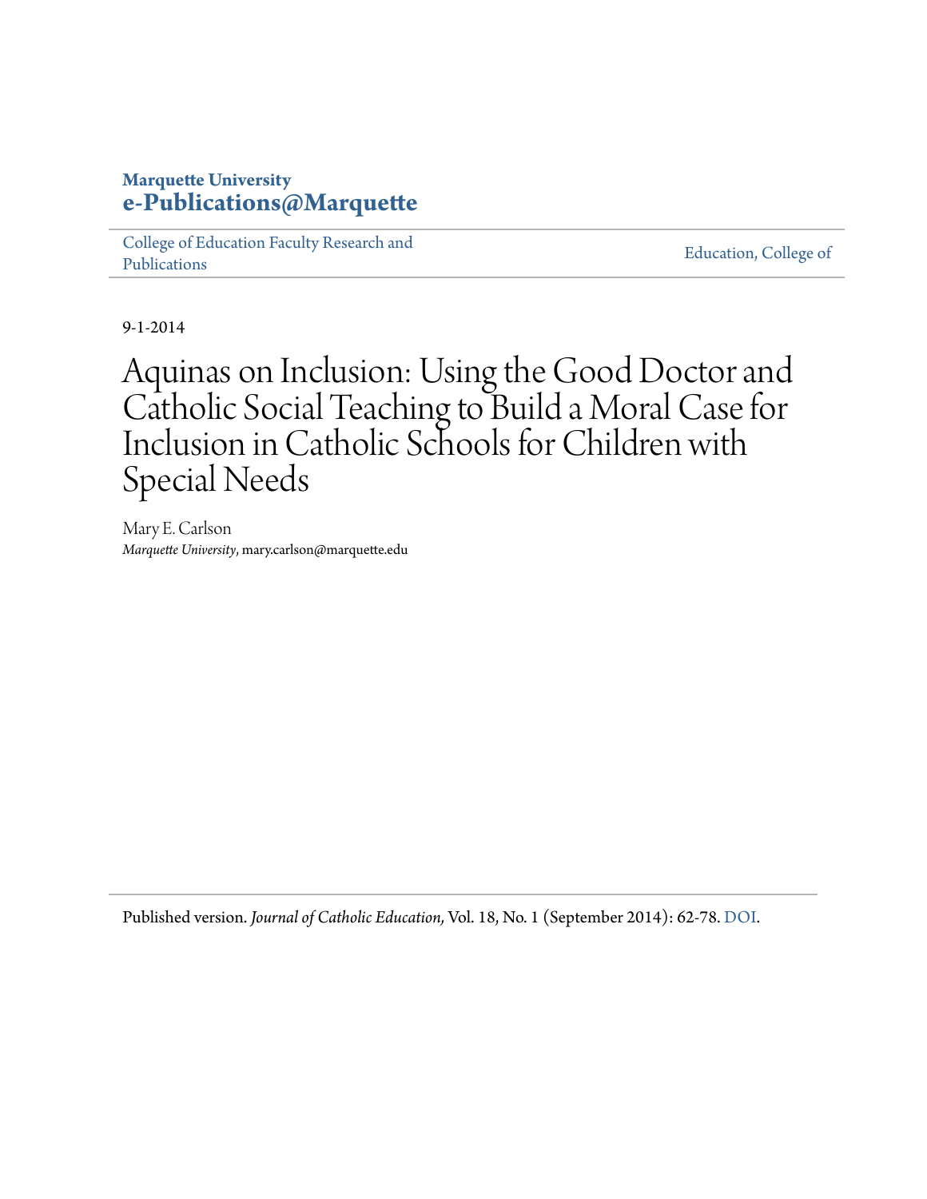**Marquette University**
**e-Publications@Marquette**

College of Education Faculty Research and Publications | Education, College of

9-1-2014

# Aquinas on Inclusion: Using the Good Doctor and Catholic Social Teaching to Build a Moral Case for Inclusion in Catholic Schools for Children with Special Needs

Mary E. Carlson
*Marquette University*, mary.carlson@marquette.edu

Published version. *Journal of Catholic Education,* Vol. 18, No. 1 (September 2014): 62-78. DOI.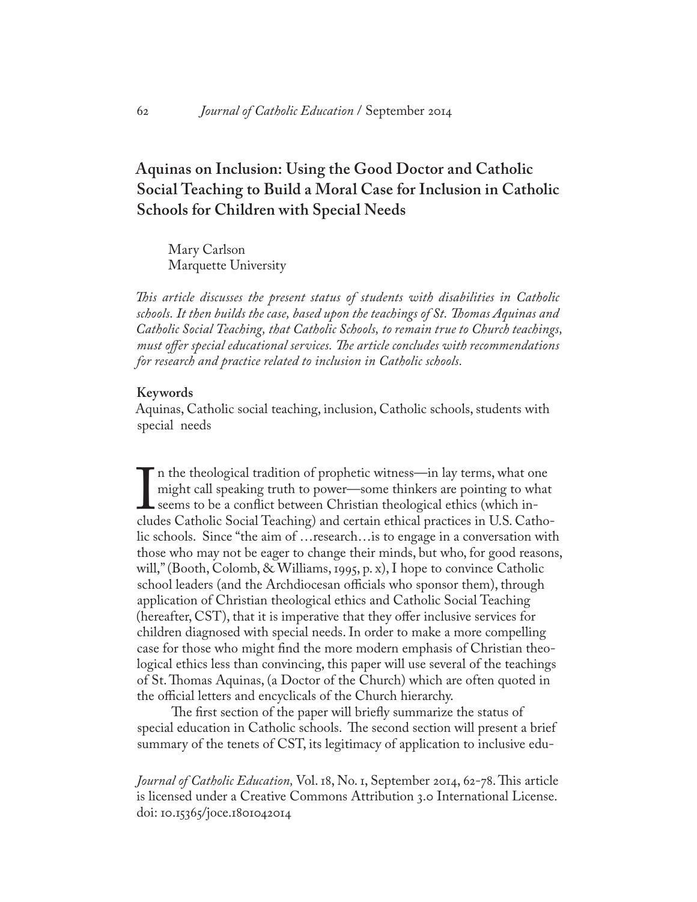# Aquinas on Inclusion: Using the Good Doctor and Catholic Social Teaching to Build a Moral Case for Inclusion in Catholic Schools for Children with Special Needs

Mary Carlson
Marquette University

*This article discusses the present status of students with disabilities in Catholic schools. It then builds the case, based upon the teachings of St. Thomas Aquinas and Catholic Social Teaching, that Catholic Schools, to remain true to Church teachings, must offer special educational services. The article concludes with recommendations for research and practice related to inclusion in Catholic schools.*

**Keywords**

Aquinas, Catholic social teaching, inclusion, Catholic schools, students with special needs

In the theological tradition of prophetic witness—in lay terms, what one might call speaking truth to power—some thinkers are pointing to what seems to be a conflict between Christian theological ethics (which includes Catholic Social Teaching) and certain ethical practices in U.S. Catholic schools. Since "the aim of …research…is to engage in a conversation with those who may not be eager to change their minds, but who, for good reasons, will," (Booth, Colomb, & Williams, 1995, p. x), I hope to convince Catholic school leaders (and the Archdiocesan officials who sponsor them), through application of Christian theological ethics and Catholic Social Teaching (hereafter, CST), that it is imperative that they offer inclusive services for children diagnosed with special needs. In order to make a more compelling case for those who might find the more modern emphasis of Christian theological ethics less than convincing, this paper will use several of the teachings of St. Thomas Aquinas, (a Doctor of the Church) which are often quoted in the official letters and encyclicals of the Church hierarchy.

The first section of the paper will briefly summarize the status of special education in Catholic schools. The second section will present a brief summary of the tenets of CST, its legitimacy of application to inclusive edu-

*Journal of Catholic Education,* Vol. 18, No. 1, September 2014, 62-78. This article is licensed under a Creative Commons Attribution 3.0 International License. doi: 10.15365/joce.1801042014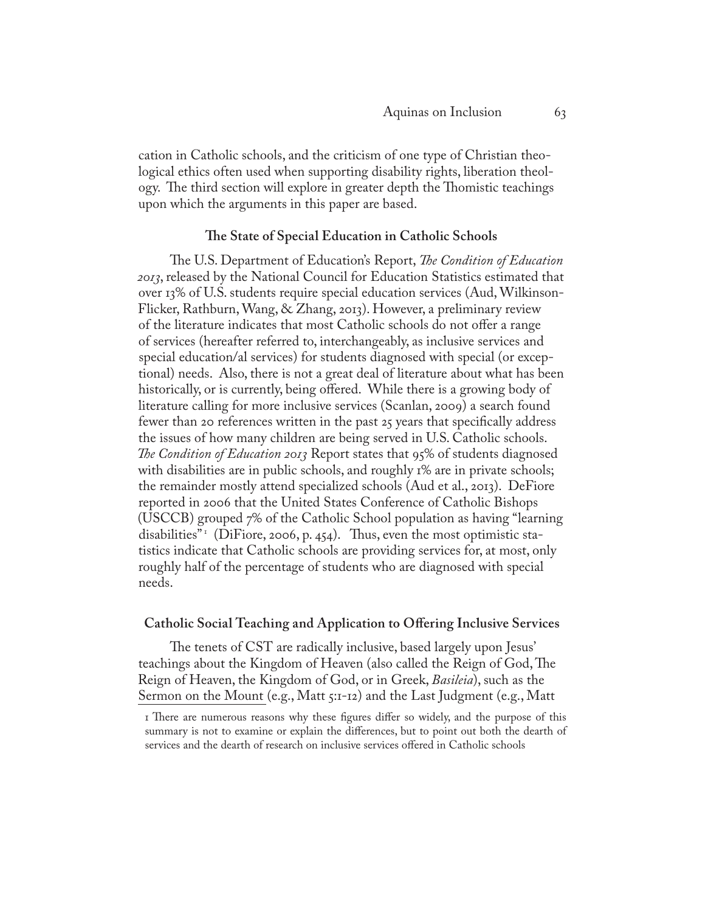cation in Catholic schools, and the criticism of one type of Christian theological ethics often used when supporting disability rights, liberation theology. The third section will explore in greater depth the Thomistic teachings upon which the arguments in this paper are based.

### The State of Special Education in Catholic Schools

The U.S. Department of Education's Report, *The Condition of Education 2013*, released by the National Council for Education Statistics estimated that over 13% of U.S. students require special education services (Aud, Wilkinson-Flicker, Rathburn, Wang, & Zhang, 2013). However, a preliminary review of the literature indicates that most Catholic schools do not offer a range of services (hereafter referred to, interchangeably, as inclusive services and special education/al services) for students diagnosed with special (or exceptional) needs. Also, there is not a great deal of literature about what has been historically, or is currently, being offered. While there is a growing body of literature calling for more inclusive services (Scanlan, 2009) a search found fewer than 20 references written in the past 25 years that specifically address the issues of how many children are being served in U.S. Catholic schools. *The Condition of Education 2013* Report states that 95% of students diagnosed with disabilities are in public schools, and roughly 1% are in private schools; the remainder mostly attend specialized schools (Aud et al., 2013). DeFiore reported in 2006 that the United States Conference of Catholic Bishops (USCCB) grouped 7% of the Catholic School population as having "learning disabilities"[1] (DiFiore, 2006, p. 454). Thus, even the most optimistic statistics indicate that Catholic schools are providing services for, at most, only roughly half of the percentage of students who are diagnosed with special needs.

### Catholic Social Teaching and Application to Offering Inclusive Services

The tenets of CST are radically inclusive, based largely upon Jesus' teachings about the Kingdom of Heaven (also called the Reign of God, The Reign of Heaven, the Kingdom of God, or in Greek, *Basileia*), such as the Sermon on the Mount (e.g., Matt 5:1-12) and the Last Judgment (e.g., Matt

1 There are numerous reasons why these figures differ so widely, and the purpose of this summary is not to examine or explain the differences, but to point out both the dearth of services and the dearth of research on inclusive services offered in Catholic schools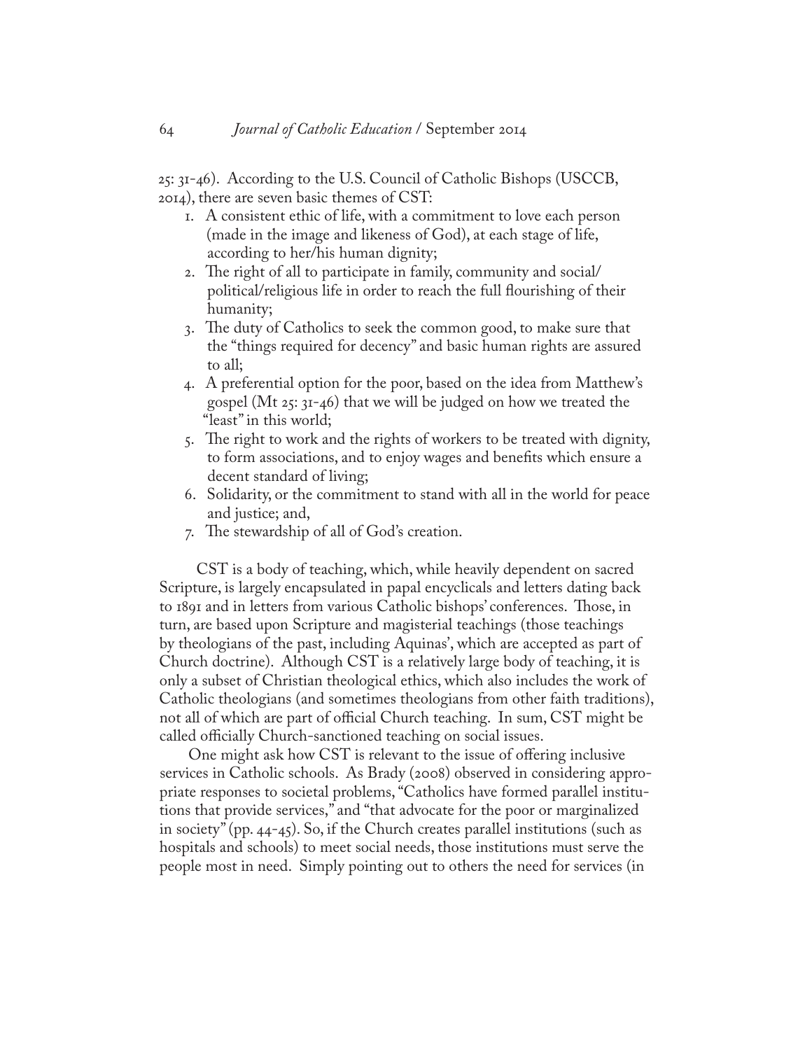25: 31-46). According to the U.S. Council of Catholic Bishops (USCCB, 2014), there are seven basic themes of CST:

1. A consistent ethic of life, with a commitment to love each person (made in the image and likeness of God), at each stage of life, according to her/his human dignity;
2. The right of all to participate in family, community and social/political/religious life in order to reach the full flourishing of their humanity;
3. The duty of Catholics to seek the common good, to make sure that the "things required for decency" and basic human rights are assured to all;
4. A preferential option for the poor, based on the idea from Matthew's gospel (Mt 25: 31-46) that we will be judged on how we treated the "least" in this world;
5. The right to work and the rights of workers to be treated with dignity, to form associations, and to enjoy wages and benefits which ensure a decent standard of living;
6. Solidarity, or the commitment to stand with all in the world for peace and justice; and,
7. The stewardship of all of God's creation.

CST is a body of teaching, which, while heavily dependent on sacred Scripture, is largely encapsulated in papal encyclicals and letters dating back to 1891 and in letters from various Catholic bishops' conferences. Those, in turn, are based upon Scripture and magisterial teachings (those teachings by theologians of the past, including Aquinas', which are accepted as part of Church doctrine). Although CST is a relatively large body of teaching, it is only a subset of Christian theological ethics, which also includes the work of Catholic theologians (and sometimes theologians from other faith traditions), not all of which are part of official Church teaching. In sum, CST might be called officially Church-sanctioned teaching on social issues.

One might ask how CST is relevant to the issue of offering inclusive services in Catholic schools. As Brady (2008) observed in considering appropriate responses to societal problems, "Catholics have formed parallel institutions that provide services," and "that advocate for the poor or marginalized in society" (pp. 44-45). So, if the Church creates parallel institutions (such as hospitals and schools) to meet social needs, those institutions must serve the people most in need. Simply pointing out to others the need for services (in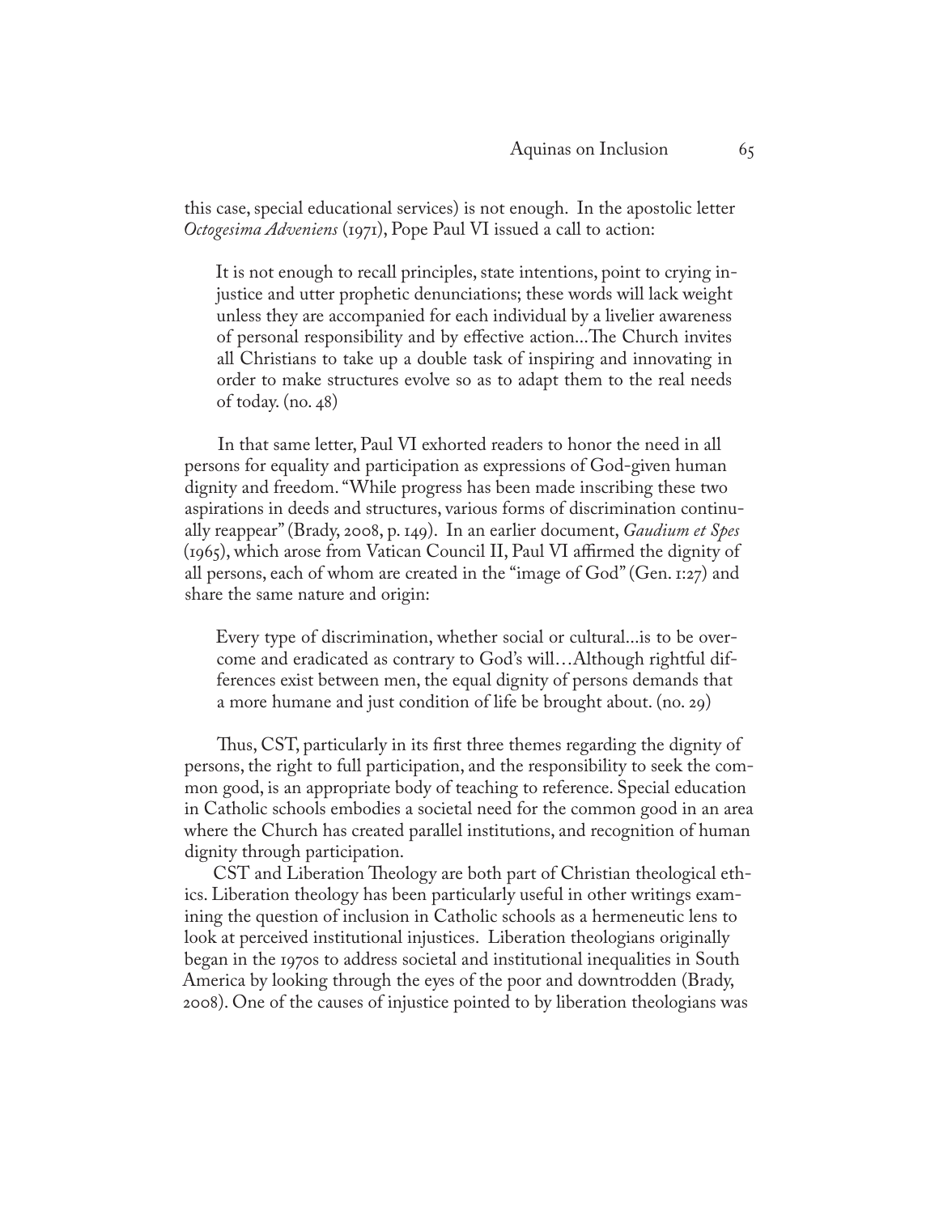this case, special educational services) is not enough. In the apostolic letter *Octogesima Adveniens* (1971), Pope Paul VI issued a call to action:

> It is not enough to recall principles, state intentions, point to crying injustice and utter prophetic denunciations; these words will lack weight unless they are accompanied for each individual by a livelier awareness of personal responsibility and by effective action...The Church invites all Christians to take up a double task of inspiring and innovating in order to make structures evolve so as to adapt them to the real needs of today. (no. 48)

In that same letter, Paul VI exhorted readers to honor the need in all persons for equality and participation as expressions of God-given human dignity and freedom. "While progress has been made inscribing these two aspirations in deeds and structures, various forms of discrimination continually reappear" (Brady, 2008, p. 149). In an earlier document, *Gaudium et Spes* (1965), which arose from Vatican Council II, Paul VI affirmed the dignity of all persons, each of whom are created in the "image of God" (Gen. 1:27) and share the same nature and origin:

> Every type of discrimination, whether social or cultural...is to be overcome and eradicated as contrary to God's will…Although rightful differences exist between men, the equal dignity of persons demands that a more humane and just condition of life be brought about. (no. 29)

Thus, CST, particularly in its first three themes regarding the dignity of persons, the right to full participation, and the responsibility to seek the common good, is an appropriate body of teaching to reference. Special education in Catholic schools embodies a societal need for the common good in an area where the Church has created parallel institutions, and recognition of human dignity through participation.

CST and Liberation Theology are both part of Christian theological ethics. Liberation theology has been particularly useful in other writings examining the question of inclusion in Catholic schools as a hermeneutic lens to look at perceived institutional injustices. Liberation theologians originally began in the 1970s to address societal and institutional inequalities in South America by looking through the eyes of the poor and downtrodden (Brady, 2008). One of the causes of injustice pointed to by liberation theologians was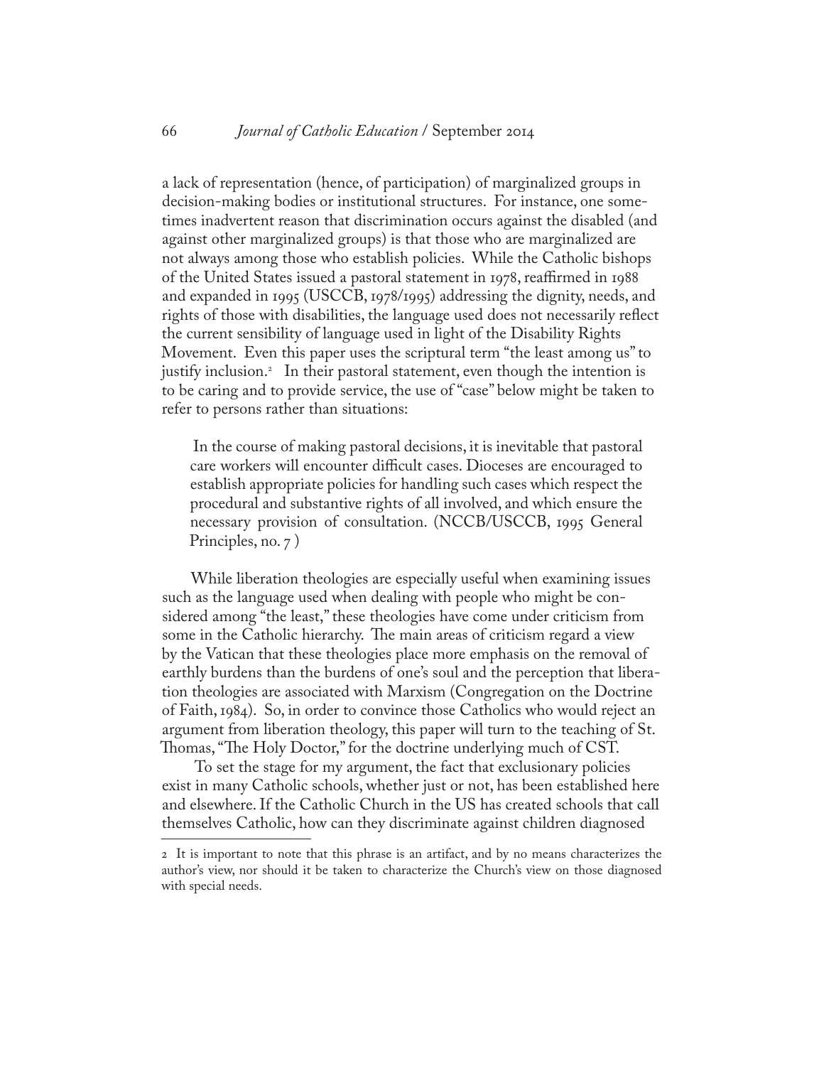a lack of representation (hence, of participation) of marginalized groups in decision-making bodies or institutional structures. For instance, one sometimes inadvertent reason that discrimination occurs against the disabled (and against other marginalized groups) is that those who are marginalized are not always among those who establish policies. While the Catholic bishops of the United States issued a pastoral statement in 1978, reaffirmed in 1988 and expanded in 1995 (USCCB, 1978/1995) addressing the dignity, needs, and rights of those with disabilities, the language used does not necessarily reflect the current sensibility of language used in light of the Disability Rights Movement. Even this paper uses the scriptural term "the least among us" to justify inclusion.[2] In their pastoral statement, even though the intention is to be caring and to provide service, the use of "case" below might be taken to refer to persons rather than situations:

> In the course of making pastoral decisions, it is inevitable that pastoral care workers will encounter difficult cases. Dioceses are encouraged to establish appropriate policies for handling such cases which respect the procedural and substantive rights of all involved, and which ensure the necessary provision of consultation. (NCCB/USCCB, 1995 General Principles, no. 7 )

While liberation theologies are especially useful when examining issues such as the language used when dealing with people who might be considered among "the least," these theologies have come under criticism from some in the Catholic hierarchy. The main areas of criticism regard a view by the Vatican that these theologies place more emphasis on the removal of earthly burdens than the burdens of one's soul and the perception that liberation theologies are associated with Marxism (Congregation on the Doctrine of Faith, 1984). So, in order to convince those Catholics who would reject an argument from liberation theology, this paper will turn to the teaching of St. Thomas, "The Holy Doctor," for the doctrine underlying much of CST.

To set the stage for my argument, the fact that exclusionary policies exist in many Catholic schools, whether just or not, has been established here and elsewhere. If the Catholic Church in the US has created schools that call themselves Catholic, how can they discriminate against children diagnosed

---

2 It is important to note that this phrase is an artifact, and by no means characterizes the author's view, nor should it be taken to characterize the Church's view on those diagnosed with special needs.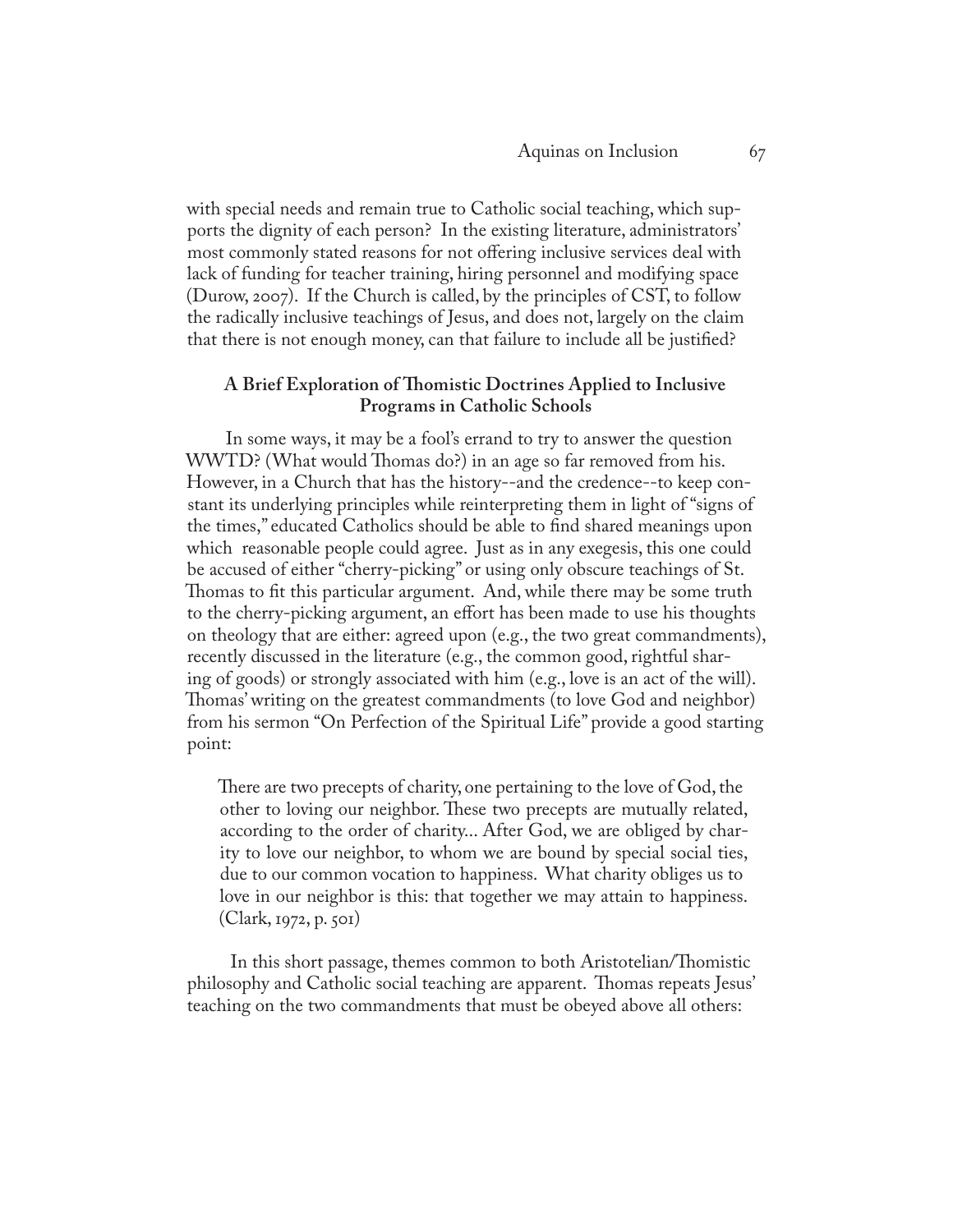with special needs and remain true to Catholic social teaching, which supports the dignity of each person? In the existing literature, administrators' most commonly stated reasons for not offering inclusive services deal with lack of funding for teacher training, hiring personnel and modifying space (Durow, 2007). If the Church is called, by the principles of CST, to follow the radically inclusive teachings of Jesus, and does not, largely on the claim that there is not enough money, can that failure to include all be justified?

### A Brief Exploration of Thomistic Doctrines Applied to Inclusive Programs in Catholic Schools

In some ways, it may be a fool's errand to try to answer the question WWTD? (What would Thomas do?) in an age so far removed from his. However, in a Church that has the history--and the credence--to keep constant its underlying principles while reinterpreting them in light of "signs of the times," educated Catholics should be able to find shared meanings upon which reasonable people could agree. Just as in any exegesis, this one could be accused of either "cherry-picking" or using only obscure teachings of St. Thomas to fit this particular argument. And, while there may be some truth to the cherry-picking argument, an effort has been made to use his thoughts on theology that are either: agreed upon (e.g., the two great commandments), recently discussed in the literature (e.g., the common good, rightful sharing of goods) or strongly associated with him (e.g., love is an act of the will). Thomas' writing on the greatest commandments (to love God and neighbor) from his sermon "On Perfection of the Spiritual Life" provide a good starting point:

> There are two precepts of charity, one pertaining to the love of God, the other to loving our neighbor. These two precepts are mutually related, according to the order of charity... After God, we are obliged by charity to love our neighbor, to whom we are bound by special social ties, due to our common vocation to happiness. What charity obliges us to love in our neighbor is this: that together we may attain to happiness. (Clark, 1972, p. 501)

In this short passage, themes common to both Aristotelian/Thomistic philosophy and Catholic social teaching are apparent. Thomas repeats Jesus' teaching on the two commandments that must be obeyed above all others: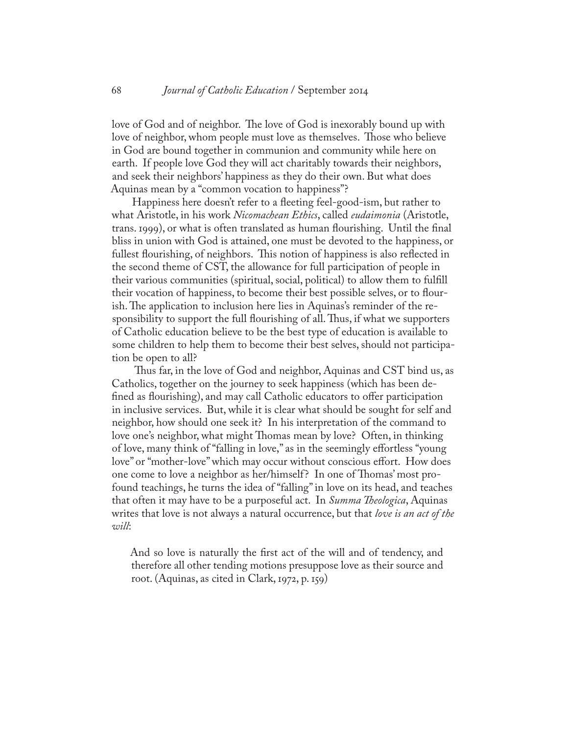love of God and of neighbor. The love of God is inexorably bound up with love of neighbor, whom people must love as themselves. Those who believe in God are bound together in communion and community while here on earth. If people love God they will act charitably towards their neighbors, and seek their neighbors' happiness as they do their own. But what does Aquinas mean by a "common vocation to happiness"?

Happiness here doesn't refer to a fleeting feel-good-ism, but rather to what Aristotle, in his work *Nicomachean Ethics*, called *eudaimonia* (Aristotle, trans. 1999), or what is often translated as human flourishing. Until the final bliss in union with God is attained, one must be devoted to the happiness, or fullest flourishing, of neighbors. This notion of happiness is also reflected in the second theme of CST, the allowance for full participation of people in their various communities (spiritual, social, political) to allow them to fulfill their vocation of happiness, to become their best possible selves, or to flourish. The application to inclusion here lies in Aquinas's reminder of the responsibility to support the full flourishing of all. Thus, if what we supporters of Catholic education believe to be the best type of education is available to some children to help them to become their best selves, should not participation be open to all?

Thus far, in the love of God and neighbor, Aquinas and CST bind us, as Catholics, together on the journey to seek happiness (which has been defined as flourishing), and may call Catholic educators to offer participation in inclusive services. But, while it is clear what should be sought for self and neighbor, how should one seek it? In his interpretation of the command to love one's neighbor, what might Thomas mean by love? Often, in thinking of love, many think of "falling in love," as in the seemingly effortless "young love" or "mother-love" which may occur without conscious effort. How does one come to love a neighbor as her/himself? In one of Thomas' most profound teachings, he turns the idea of "falling" in love on its head, and teaches that often it may have to be a purposeful act. In *Summa Theologica*, Aquinas writes that love is not always a natural occurrence, but that *love is an act of the will*:

> And so love is naturally the first act of the will and of tendency, and therefore all other tending motions presuppose love as their source and root. (Aquinas, as cited in Clark, 1972, p. 159)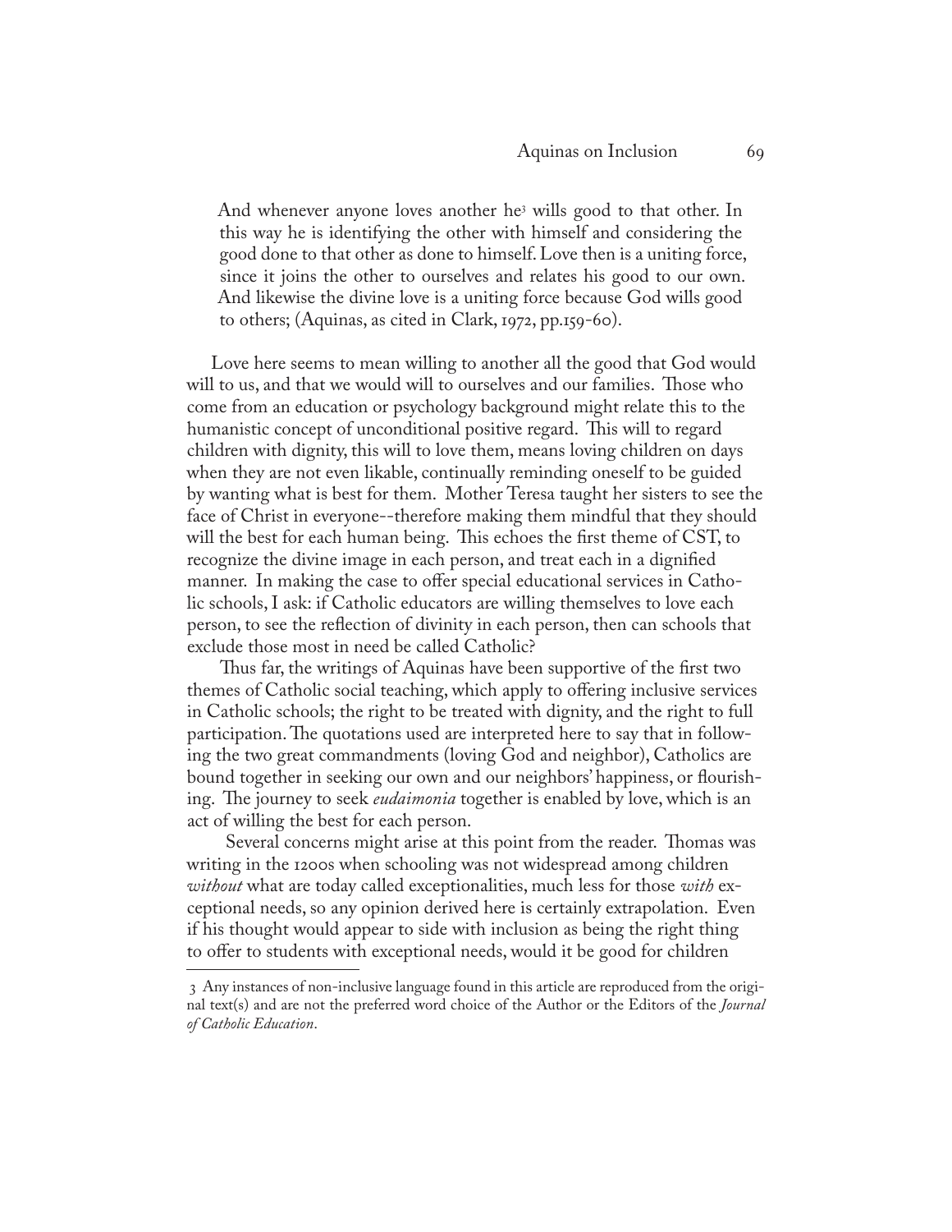> And whenever anyone loves another he[3] wills good to that other. In this way he is identifying the other with himself and considering the good done to that other as done to himself. Love then is a uniting force, since it joins the other to ourselves and relates his good to our own. And likewise the divine love is a uniting force because God wills good to others; (Aquinas, as cited in Clark, 1972, pp.159-60).

Love here seems to mean willing to another all the good that God would will to us, and that we would will to ourselves and our families. Those who come from an education or psychology background might relate this to the humanistic concept of unconditional positive regard. This will to regard children with dignity, this will to love them, means loving children on days when they are not even likable, continually reminding oneself to be guided by wanting what is best for them. Mother Teresa taught her sisters to see the face of Christ in everyone--therefore making them mindful that they should will the best for each human being. This echoes the first theme of CST, to recognize the divine image in each person, and treat each in a dignified manner. In making the case to offer special educational services in Catholic schools, I ask: if Catholic educators are willing themselves to love each person, to see the reflection of divinity in each person, then can schools that exclude those most in need be called Catholic?

Thus far, the writings of Aquinas have been supportive of the first two themes of Catholic social teaching, which apply to offering inclusive services in Catholic schools; the right to be treated with dignity, and the right to full participation. The quotations used are interpreted here to say that in following the two great commandments (loving God and neighbor), Catholics are bound together in seeking our own and our neighbors' happiness, or flourishing. The journey to seek *eudaimonia* together is enabled by love, which is an act of willing the best for each person.

Several concerns might arise at this point from the reader. Thomas was writing in the 1200s when schooling was not widespread among children *without* what are today called exceptionalities, much less for those *with* exceptional needs, so any opinion derived here is certainly extrapolation. Even if his thought would appear to side with inclusion as being the right thing to offer to students with exceptional needs, would it be good for children

---

[3] Any instances of non-inclusive language found in this article are reproduced from the original text(s) and are not the preferred word choice of the Author or the Editors of the *Journal of Catholic Education*.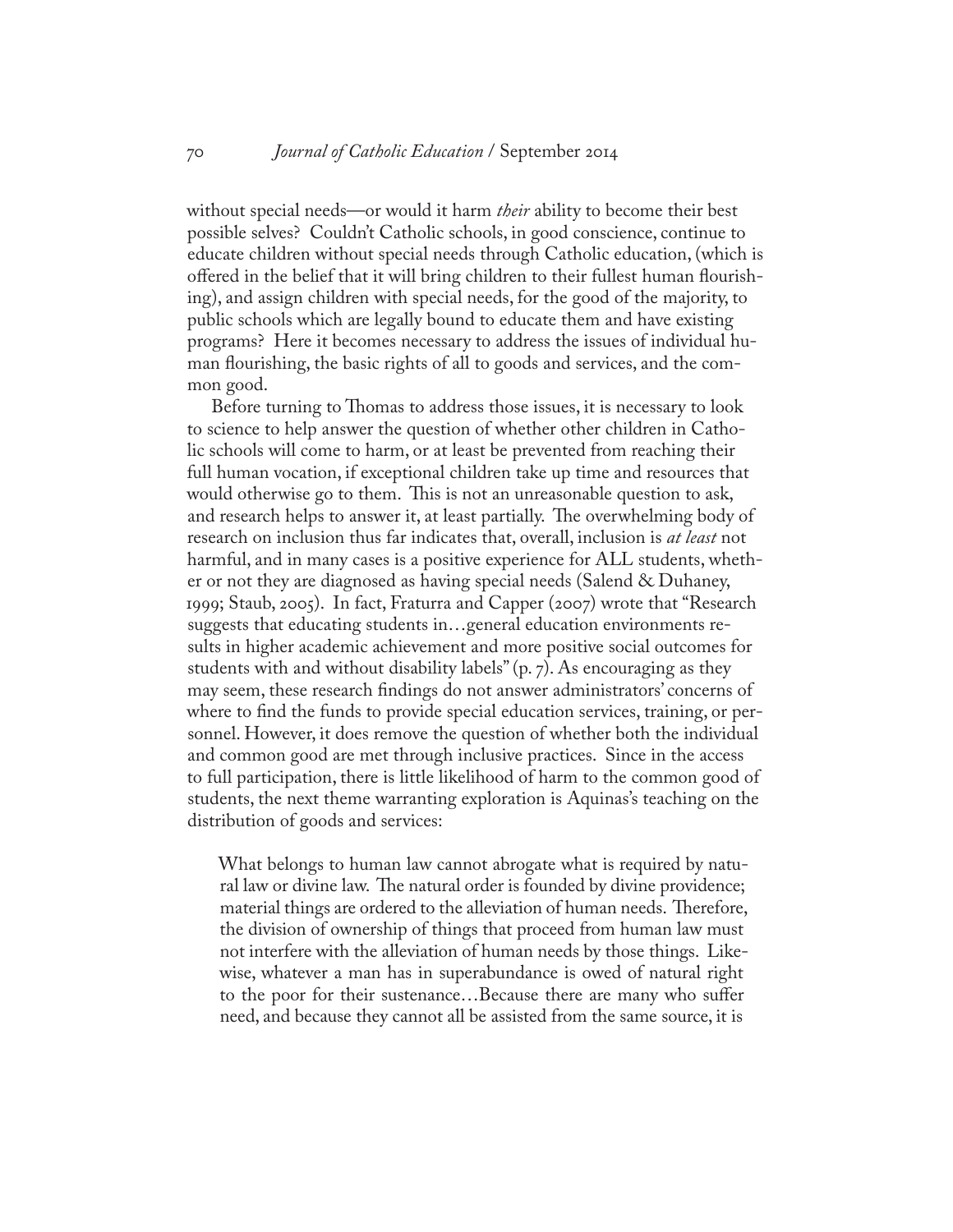without special needs—or would it harm *their* ability to become their best possible selves? Couldn't Catholic schools, in good conscience, continue to educate children without special needs through Catholic education, (which is offered in the belief that it will bring children to their fullest human flourishing), and assign children with special needs, for the good of the majority, to public schools which are legally bound to educate them and have existing programs? Here it becomes necessary to address the issues of individual human flourishing, the basic rights of all to goods and services, and the common good.

Before turning to Thomas to address those issues, it is necessary to look to science to help answer the question of whether other children in Catholic schools will come to harm, or at least be prevented from reaching their full human vocation, if exceptional children take up time and resources that would otherwise go to them. This is not an unreasonable question to ask, and research helps to answer it, at least partially. The overwhelming body of research on inclusion thus far indicates that, overall, inclusion is *at least* not harmful, and in many cases is a positive experience for ALL students, whether or not they are diagnosed as having special needs (Salend & Duhaney, 1999; Staub, 2005). In fact, Fraturra and Capper (2007) wrote that "Research suggests that educating students in…general education environments results in higher academic achievement and more positive social outcomes for students with and without disability labels" (p. 7). As encouraging as they may seem, these research findings do not answer administrators' concerns of where to find the funds to provide special education services, training, or personnel. However, it does remove the question of whether both the individual and common good are met through inclusive practices. Since in the access to full participation, there is little likelihood of harm to the common good of students, the next theme warranting exploration is Aquinas's teaching on the distribution of goods and services:

> What belongs to human law cannot abrogate what is required by natural law or divine law. The natural order is founded by divine providence; material things are ordered to the alleviation of human needs. Therefore, the division of ownership of things that proceed from human law must not interfere with the alleviation of human needs by those things. Likewise, whatever a man has in superabundance is owed of natural right to the poor for their sustenance…Because there are many who suffer need, and because they cannot all be assisted from the same source, it is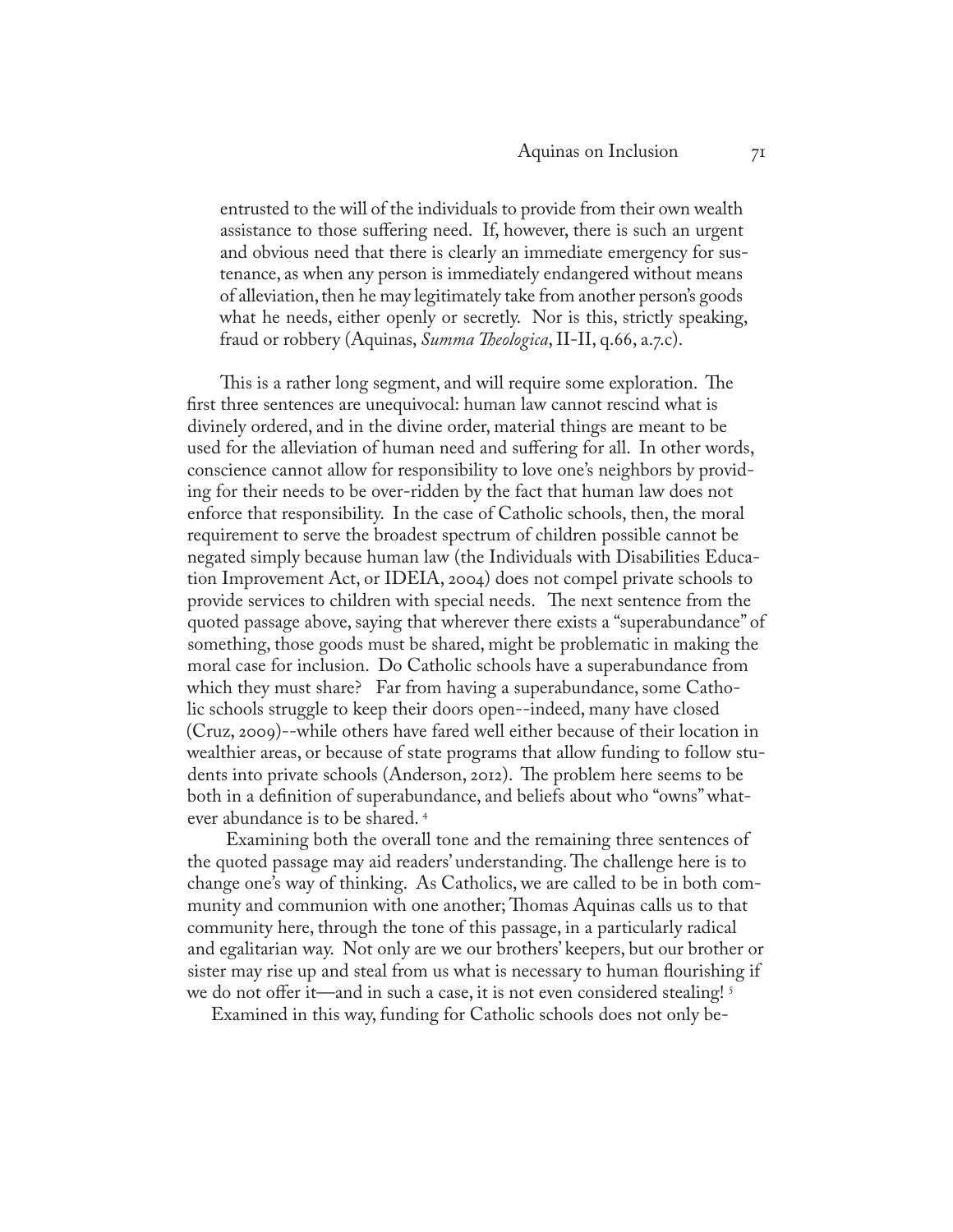> entrusted to the will of the individuals to provide from their own wealth assistance to those suffering need. If, however, there is such an urgent and obvious need that there is clearly an immediate emergency for sustenance, as when any person is immediately endangered without means of alleviation, then he may legitimately take from another person's goods what he needs, either openly or secretly. Nor is this, strictly speaking, fraud or robbery (Aquinas, *Summa Theologica*, II-II, q.66, a.7.c).

This is a rather long segment, and will require some exploration. The first three sentences are unequivocal: human law cannot rescind what is divinely ordered, and in the divine order, material things are meant to be used for the alleviation of human need and suffering for all. In other words, conscience cannot allow for responsibility to love one's neighbors by providing for their needs to be over-ridden by the fact that human law does not enforce that responsibility. In the case of Catholic schools, then, the moral requirement to serve the broadest spectrum of children possible cannot be negated simply because human law (the Individuals with Disabilities Education Improvement Act, or IDEIA, 2004) does not compel private schools to provide services to children with special needs. The next sentence from the quoted passage above, saying that wherever there exists a "superabundance" of something, those goods must be shared, might be problematic in making the moral case for inclusion. Do Catholic schools have a superabundance from which they must share? Far from having a superabundance, some Catholic schools struggle to keep their doors open--indeed, many have closed (Cruz, 2009)--while others have fared well either because of their location in wealthier areas, or because of state programs that allow funding to follow students into private schools (Anderson, 2012). The problem here seems to be both in a definition of superabundance, and beliefs about who "owns" whatever abundance is to be shared. [4]

Examining both the overall tone and the remaining three sentences of the quoted passage may aid readers' understanding. The challenge here is to change one's way of thinking. As Catholics, we are called to be in both community and communion with one another; Thomas Aquinas calls us to that community here, through the tone of this passage, in a particularly radical and egalitarian way. Not only are we our brothers' keepers, but our brother or sister may rise up and steal from us what is necessary to human flourishing if we do not offer it—and in such a case, it is not even considered stealing! [5]

Examined in this way, funding for Catholic schools does not only be-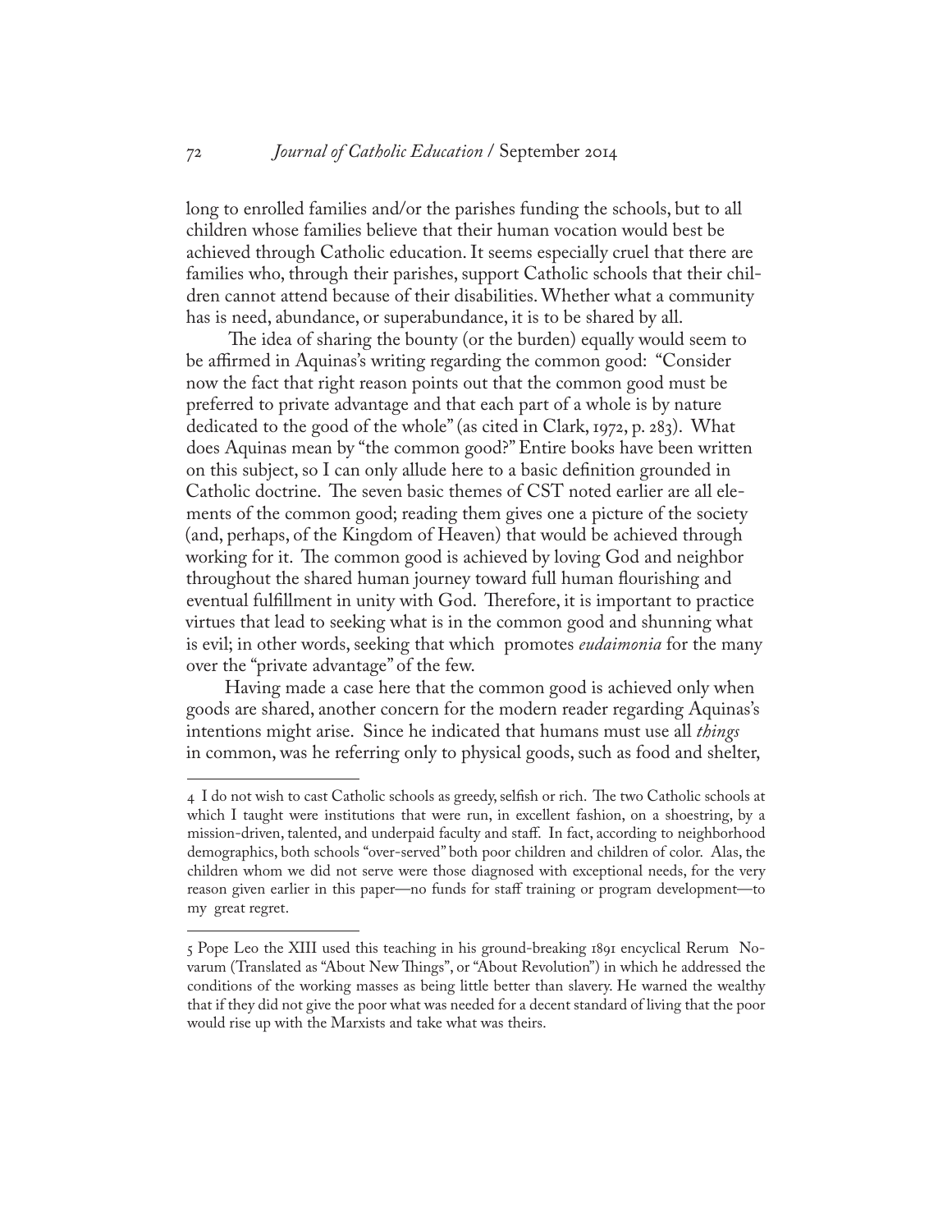long to enrolled families and/or the parishes funding the schools, but to all children whose families believe that their human vocation would best be achieved through Catholic education. It seems especially cruel that there are families who, through their parishes, support Catholic schools that their children cannot attend because of their disabilities. Whether what a community has is need, abundance, or superabundance, it is to be shared by all.

The idea of sharing the bounty (or the burden) equally would seem to be affirmed in Aquinas's writing regarding the common good: "Consider now the fact that right reason points out that the common good must be preferred to private advantage and that each part of a whole is by nature dedicated to the good of the whole" (as cited in Clark, 1972, p. 283). What does Aquinas mean by "the common good?" Entire books have been written on this subject, so I can only allude here to a basic definition grounded in Catholic doctrine. The seven basic themes of CST noted earlier are all elements of the common good; reading them gives one a picture of the society (and, perhaps, of the Kingdom of Heaven) that would be achieved through working for it. The common good is achieved by loving God and neighbor throughout the shared human journey toward full human flourishing and eventual fulfillment in unity with God. Therefore, it is important to practice virtues that lead to seeking what is in the common good and shunning what is evil; in other words, seeking that which promotes *eudaimonia* for the many over the "private advantage" of the few.

Having made a case here that the common good is achieved only when goods are shared, another concern for the modern reader regarding Aquinas's intentions might arise. Since he indicated that humans must use all *things* in common, was he referring only to physical goods, such as food and shelter,

---

4 I do not wish to cast Catholic schools as greedy, selfish or rich. The two Catholic schools at which I taught were institutions that were run, in excellent fashion, on a shoestring, by a mission-driven, talented, and underpaid faculty and staff. In fact, according to neighborhood demographics, both schools "over-served" both poor children and children of color. Alas, the children whom we did not serve were those diagnosed with exceptional needs, for the very reason given earlier in this paper—no funds for staff training or program development—to my great regret.

5 Pope Leo the XIII used this teaching in his ground-breaking 1891 encyclical Rerum Novarum (Translated as "About New Things", or "About Revolution") in which he addressed the conditions of the working masses as being little better than slavery. He warned the wealthy that if they did not give the poor what was needed for a decent standard of living that the poor would rise up with the Marxists and take what was theirs.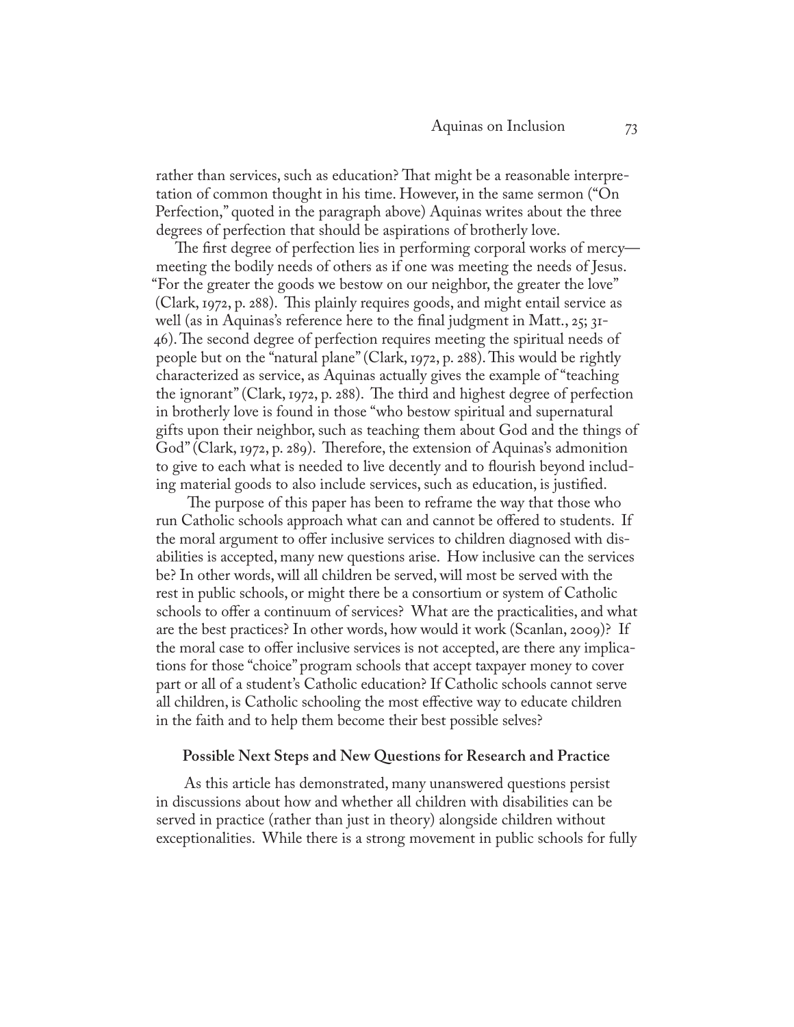rather than services, such as education? That might be a reasonable interpretation of common thought in his time. However, in the same sermon ("On Perfection," quoted in the paragraph above) Aquinas writes about the three degrees of perfection that should be aspirations of brotherly love.

The first degree of perfection lies in performing corporal works of mercy—meeting the bodily needs of others as if one was meeting the needs of Jesus. "For the greater the goods we bestow on our neighbor, the greater the love" (Clark, 1972, p. 288). This plainly requires goods, and might entail service as well (as in Aquinas's reference here to the final judgment in Matt., 25; 31-46). The second degree of perfection requires meeting the spiritual needs of people but on the "natural plane" (Clark, 1972, p. 288). This would be rightly characterized as service, as Aquinas actually gives the example of "teaching the ignorant" (Clark, 1972, p. 288). The third and highest degree of perfection in brotherly love is found in those "who bestow spiritual and supernatural gifts upon their neighbor, such as teaching them about God and the things of God" (Clark, 1972, p. 289). Therefore, the extension of Aquinas's admonition to give to each what is needed to live decently and to flourish beyond including material goods to also include services, such as education, is justified.

The purpose of this paper has been to reframe the way that those who run Catholic schools approach what can and cannot be offered to students. If the moral argument to offer inclusive services to children diagnosed with disabilities is accepted, many new questions arise. How inclusive can the services be? In other words, will all children be served, will most be served with the rest in public schools, or might there be a consortium or system of Catholic schools to offer a continuum of services? What are the practicalities, and what are the best practices? In other words, how would it work (Scanlan, 2009)? If the moral case to offer inclusive services is not accepted, are there any implications for those "choice" program schools that accept taxpayer money to cover part or all of a student's Catholic education? If Catholic schools cannot serve all children, is Catholic schooling the most effective way to educate children in the faith and to help them become their best possible selves?

## Possible Next Steps and New Questions for Research and Practice

As this article has demonstrated, many unanswered questions persist in discussions about how and whether all children with disabilities can be served in practice (rather than just in theory) alongside children without exceptionalities. While there is a strong movement in public schools for fully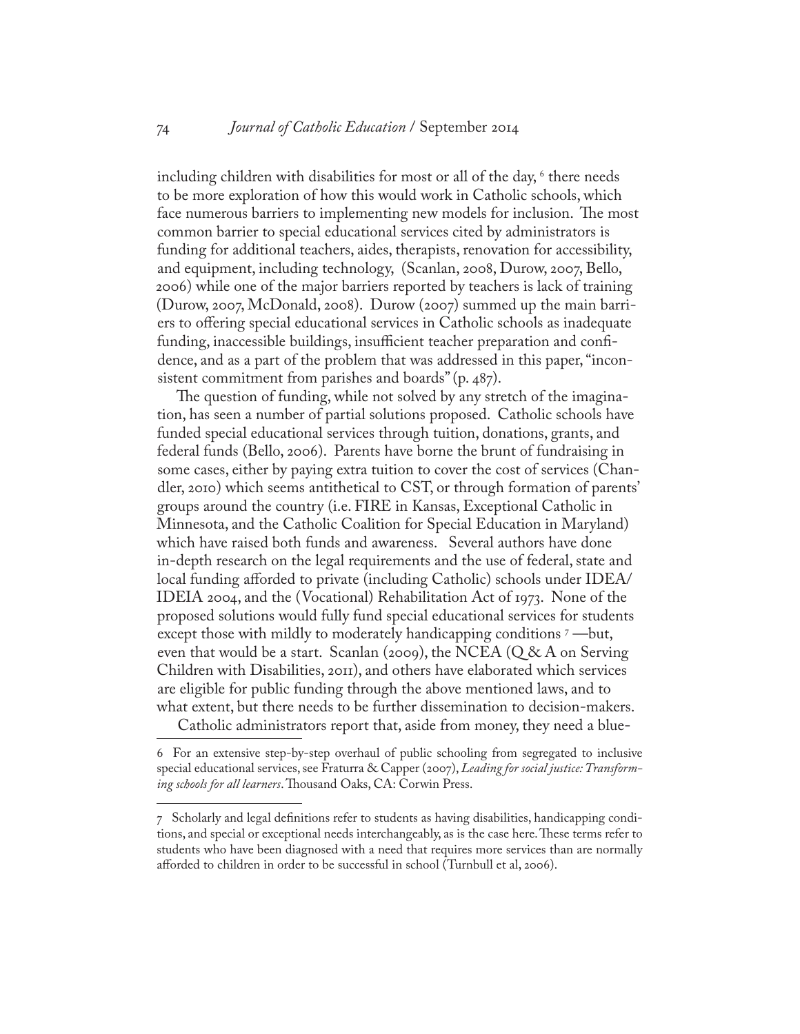including children with disabilities for most or all of the day, [6] there needs to be more exploration of how this would work in Catholic schools, which face numerous barriers to implementing new models for inclusion. The most common barrier to special educational services cited by administrators is funding for additional teachers, aides, therapists, renovation for accessibility, and equipment, including technology, (Scanlan, 2008, Durow, 2007, Bello, 2006) while one of the major barriers reported by teachers is lack of training (Durow, 2007, McDonald, 2008). Durow (2007) summed up the main barriers to offering special educational services in Catholic schools as inadequate funding, inaccessible buildings, insufficient teacher preparation and confidence, and as a part of the problem that was addressed in this paper, "inconsistent commitment from parishes and boards" (p. 487).

The question of funding, while not solved by any stretch of the imagination, has seen a number of partial solutions proposed. Catholic schools have funded special educational services through tuition, donations, grants, and federal funds (Bello, 2006). Parents have borne the brunt of fundraising in some cases, either by paying extra tuition to cover the cost of services (Chandler, 2010) which seems antithetical to CST, or through formation of parents' groups around the country (i.e. FIRE in Kansas, Exceptional Catholic in Minnesota, and the Catholic Coalition for Special Education in Maryland) which have raised both funds and awareness. Several authors have done in-depth research on the legal requirements and the use of federal, state and local funding afforded to private (including Catholic) schools under IDEA/IDEIA 2004, and the (Vocational) Rehabilitation Act of 1973. None of the proposed solutions would fully fund special educational services for students except those with mildly to moderately handicapping conditions [7] —but, even that would be a start. Scanlan (2009), the NCEA (Q & A on Serving Children with Disabilities, 2011), and others have elaborated which services are eligible for public funding through the above mentioned laws, and to what extent, but there needs to be further dissemination to decision-makers.

Catholic administrators report that, aside from money, they need a blue-

---

6 For an extensive step-by-step overhaul of public schooling from segregated to inclusive special educational services, see Fraturra & Capper (2007), *Leading for social justice: Transforming schools for all learners*. Thousand Oaks, CA: Corwin Press.

7 Scholarly and legal definitions refer to students as having disabilities, handicapping conditions, and special or exceptional needs interchangeably, as is the case here. These terms refer to students who have been diagnosed with a need that requires more services than are normally afforded to children in order to be successful in school (Turnbull et al, 2006).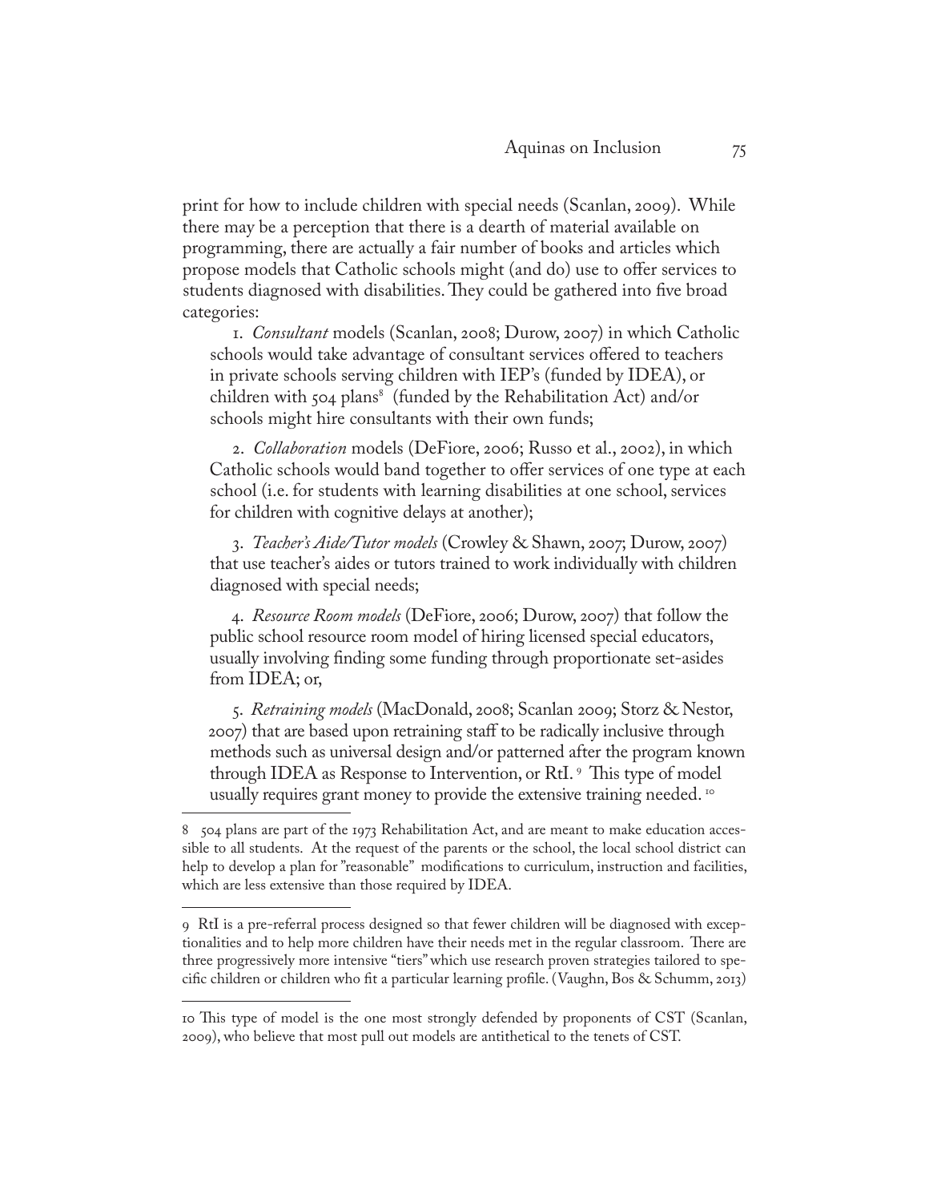print for how to include children with special needs (Scanlan, 2009). While there may be a perception that there is a dearth of material available on programming, there are actually a fair number of books and articles which propose models that Catholic schools might (and do) use to offer services to students diagnosed with disabilities. They could be gathered into five broad categories:

1. *Consultant* models (Scanlan, 2008; Durow, 2007) in which Catholic schools would take advantage of consultant services offered to teachers in private schools serving children with IEP's (funded by IDEA), or children with 504 plans[8] (funded by the Rehabilitation Act) and/or schools might hire consultants with their own funds;

2. *Collaboration* models (DeFiore, 2006; Russo et al., 2002), in which Catholic schools would band together to offer services of one type at each school (i.e. for students with learning disabilities at one school, services for children with cognitive delays at another);

3. *Teacher's Aide/Tutor models* (Crowley & Shawn, 2007; Durow, 2007) that use teacher's aides or tutors trained to work individually with children diagnosed with special needs;

4. *Resource Room models* (DeFiore, 2006; Durow, 2007) that follow the public school resource room model of hiring licensed special educators, usually involving finding some funding through proportionate set-asides from IDEA; or,

5. *Retraining models* (MacDonald, 2008; Scanlan 2009; Storz & Nestor, 2007) that are based upon retraining staff to be radically inclusive through methods such as universal design and/or patterned after the program known through IDEA as Response to Intervention, or RtI.[9] This type of model usually requires grant money to provide the extensive training needed.[10]

---

8 504 plans are part of the 1973 Rehabilitation Act, and are meant to make education accessible to all students. At the request of the parents or the school, the local school district can help to develop a plan for "reasonable" modifications to curriculum, instruction and facilities, which are less extensive than those required by IDEA.

9 RtI is a pre-referral process designed so that fewer children will be diagnosed with exceptionalities and to help more children have their needs met in the regular classroom. There are three progressively more intensive "tiers" which use research proven strategies tailored to specific children or children who fit a particular learning profile. (Vaughn, Bos & Schumm, 2013)

10 This type of model is the one most strongly defended by proponents of CST (Scanlan, 2009), who believe that most pull out models are antithetical to the tenets of CST.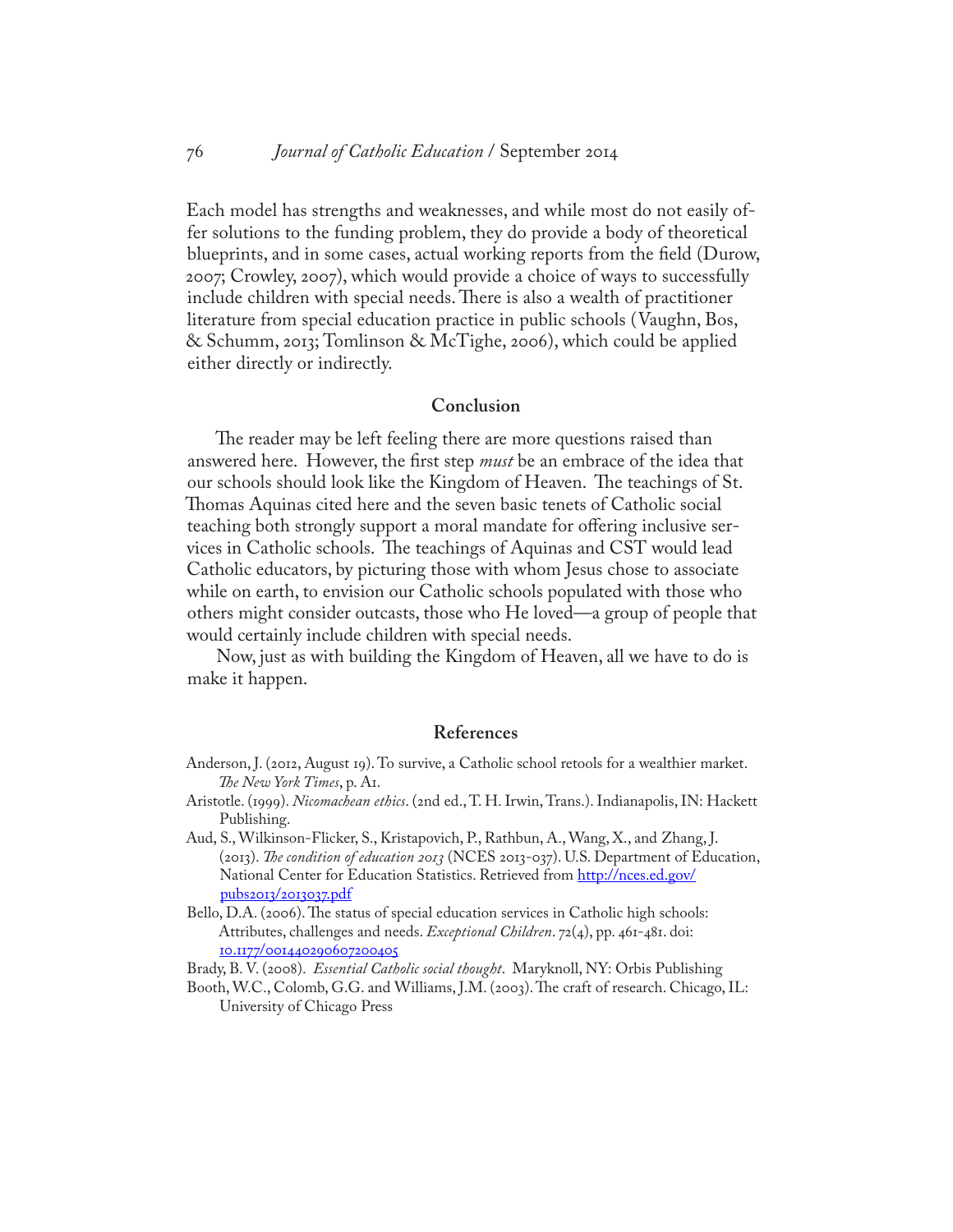Each model has strengths and weaknesses, and while most do not easily offer solutions to the funding problem, they do provide a body of theoretical blueprints, and in some cases, actual working reports from the field (Durow, 2007; Crowley, 2007), which would provide a choice of ways to successfully include children with special needs. There is also a wealth of practitioner literature from special education practice in public schools (Vaughn, Bos, & Schumm, 2013; Tomlinson & McTighe, 2006), which could be applied either directly or indirectly.

## Conclusion

The reader may be left feeling there are more questions raised than answered here. However, the first step *must* be an embrace of the idea that our schools should look like the Kingdom of Heaven. The teachings of St. Thomas Aquinas cited here and the seven basic tenets of Catholic social teaching both strongly support a moral mandate for offering inclusive services in Catholic schools. The teachings of Aquinas and CST would lead Catholic educators, by picturing those with whom Jesus chose to associate while on earth, to envision our Catholic schools populated with those who others might consider outcasts, those who He loved—a group of people that would certainly include children with special needs.

Now, just as with building the Kingdom of Heaven, all we have to do is make it happen.

## References

Anderson, J. (2012, August 19). To survive, a Catholic school retools for a wealthier market. *The New York Times*, p. A1.

Aristotle. (1999). *Nicomachean ethics*. (2nd ed., T. H. Irwin, Trans.). Indianapolis, IN: Hackett Publishing.

Aud, S., Wilkinson-Flicker, S., Kristapovich, P., Rathbun, A., Wang, X., and Zhang, J. (2013). *The condition of education 2013* (NCES 2013-037). U.S. Department of Education, National Center for Education Statistics. Retrieved from http://nces.ed.gov/pubs2013/2013037.pdf

Bello, D.A. (2006). The status of special education services in Catholic high schools: Attributes, challenges and needs. *Exceptional Children*. 72(4), pp. 461-481. doi: 10.1177/001440290607200405

Brady, B. V. (2008). *Essential Catholic social thought*. Maryknoll, NY: Orbis Publishing

Booth, W.C., Colomb, G.G. and Williams, J.M. (2003). The craft of research. Chicago, IL: University of Chicago Press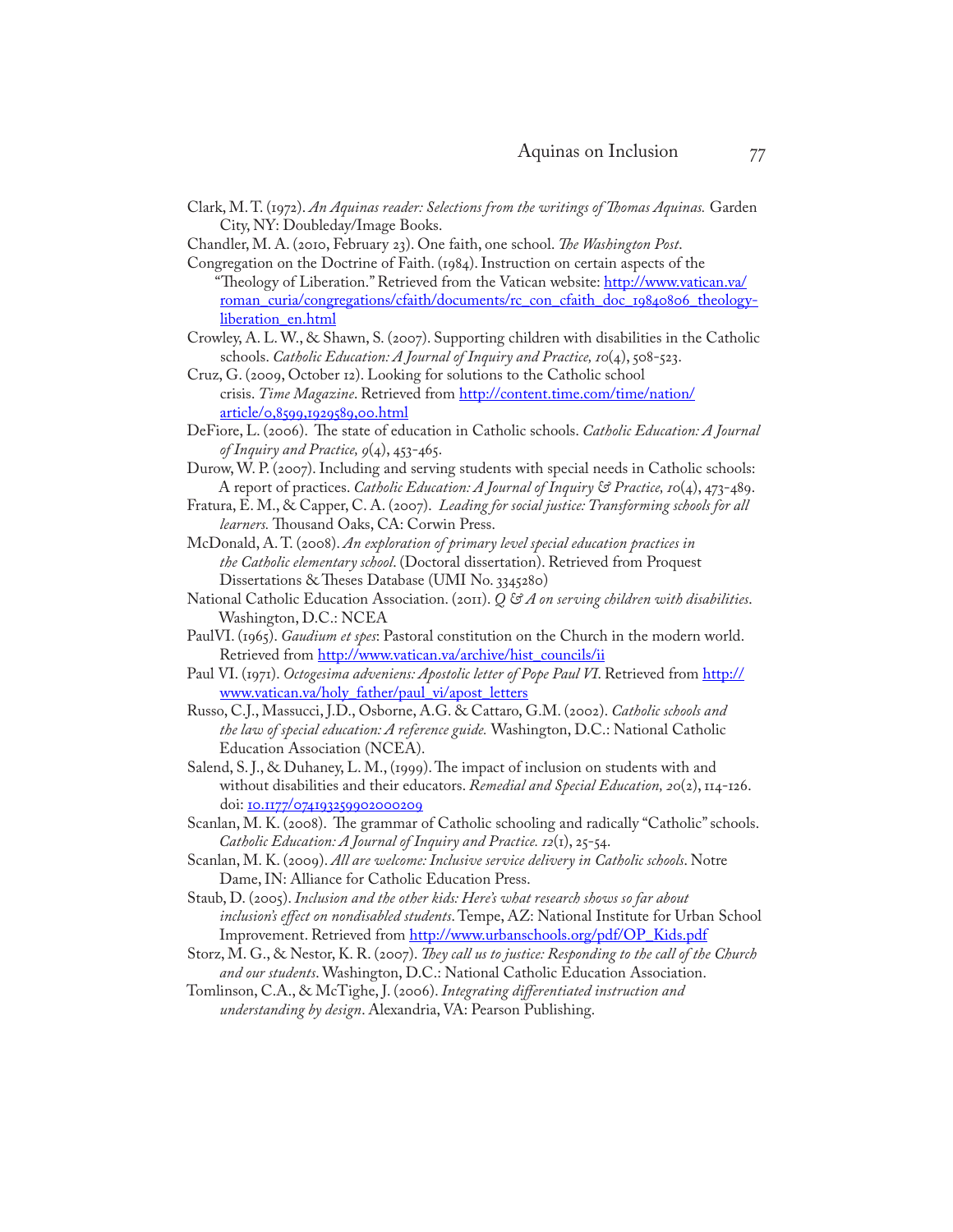Clark, M. T. (1972). *An Aquinas reader: Selections from the writings of Thomas Aquinas.* Garden City, NY: Doubleday/Image Books.

Chandler, M. A. (2010, February 23). One faith, one school. *The Washington Post*.

Congregation on the Doctrine of Faith. (1984). Instruction on certain aspects of the "Theology of Liberation." Retrieved from the Vatican website: http://www.vatican.va/roman_curia/congregations/cfaith/documents/rc_con_cfaith_doc_19840806_theology-liberation_en.html

Crowley, A. L. W., & Shawn, S. (2007). Supporting children with disabilities in the Catholic schools. *Catholic Education: A Journal of Inquiry and Practice, 10*(4), 508-523.

Cruz, G. (2009, October 12). Looking for solutions to the Catholic school crisis. *Time Magazine*. Retrieved from http://content.time.com/time/nation/article/0,8599,1929589,00.html

DeFiore, L. (2006). The state of education in Catholic schools. *Catholic Education: A Journal of Inquiry and Practice, 9*(4), 453-465.

Durow, W. P. (2007). Including and serving students with special needs in Catholic schools: A report of practices. *Catholic Education: A Journal of Inquiry & Practice, 10*(4), 473-489.

Fratura, E. M., & Capper, C. A. (2007). *Leading for social justice: Transforming schools for all learners.* Thousand Oaks, CA: Corwin Press.

McDonald, A. T. (2008). *An exploration of primary level special education practices in the Catholic elementary school*. (Doctoral dissertation). Retrieved from Proquest Dissertations & Theses Database (UMI No. 3345280)

National Catholic Education Association. (2011). *Q & A on serving children with disabilities*. Washington, D.C.: NCEA

PaulVI. (1965). *Gaudium et spes*: Pastoral constitution on the Church in the modern world. Retrieved from http://www.vatican.va/archive/hist_councils/ii

Paul VI. (1971). *Octogesima adveniens: Apostolic letter of Pope Paul VI*. Retrieved from http://www.vatican.va/holy_father/paul_vi/apost_letters

Russo, C.J., Massucci, J.D., Osborne, A.G. & Cattaro, G.M. (2002). *Catholic schools and the law of special education: A reference guide.* Washington, D.C.: National Catholic Education Association (NCEA).

Salend, S. J., & Duhaney, L. M., (1999). The impact of inclusion on students with and without disabilities and their educators. *Remedial and Special Education, 20*(2), 114-126. doi: 10.1177/074193259902000209

Scanlan, M. K. (2008). The grammar of Catholic schooling and radically "Catholic" schools. *Catholic Education: A Journal of Inquiry and Practice. 12*(1), 25-54.

Scanlan, M. K. (2009). *All are welcome: Inclusive service delivery in Catholic schools*. Notre Dame, IN: Alliance for Catholic Education Press.

Staub, D. (2005). *Inclusion and the other kids: Here's what research shows so far about inclusion's effect on nondisabled students*. Tempe, AZ: National Institute for Urban School Improvement. Retrieved from http://www.urbanschools.org/pdf/OP_Kids.pdf

Storz, M. G., & Nestor, K. R. (2007). *They call us to justice: Responding to the call of the Church and our students*. Washington, D.C.: National Catholic Education Association.

Tomlinson, C.A., & McTighe, J. (2006). *Integrating differentiated instruction and understanding by design*. Alexandria, VA: Pearson Publishing.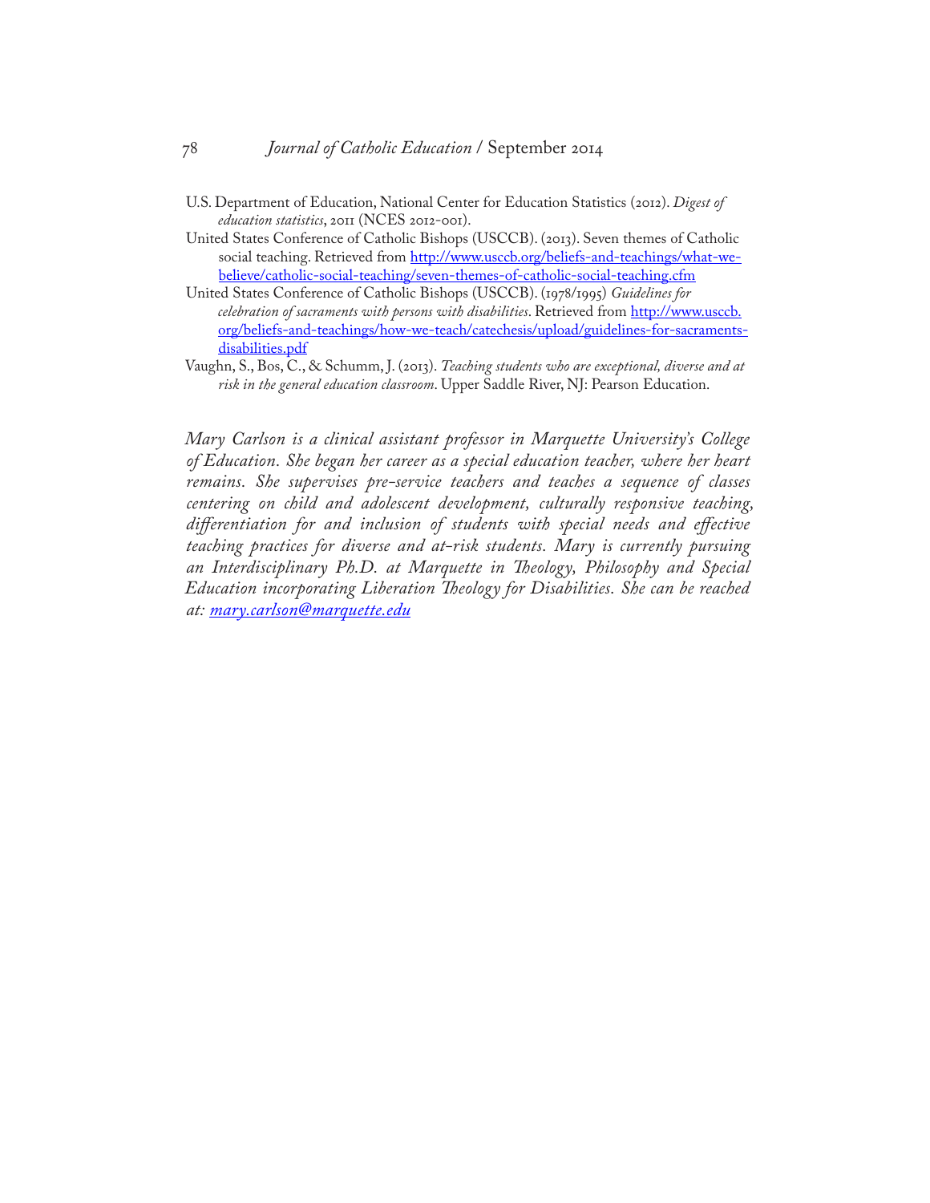U.S. Department of Education, National Center for Education Statistics (2012). *Digest of education statistics*, 2011 (NCES 2012-001).

United States Conference of Catholic Bishops (USCCB). (2013). Seven themes of Catholic social teaching. Retrieved from http://www.usccb.org/beliefs-and-teachings/what-we-believe/catholic-social-teaching/seven-themes-of-catholic-social-teaching.cfm

United States Conference of Catholic Bishops (USCCB). (1978/1995) *Guidelines for celebration of sacraments with persons with disabilities*. Retrieved from http://www.usccb.org/beliefs-and-teachings/how-we-teach/catechesis/upload/guidelines-for-sacraments-disabilities.pdf

Vaughn, S., Bos, C., & Schumm, J. (2013). *Teaching students who are exceptional, diverse and at risk in the general education classroom*. Upper Saddle River, NJ: Pearson Education.

*Mary Carlson is a clinical assistant professor in Marquette University's College of Education. She began her career as a special education teacher, where her heart remains. She supervises pre-service teachers and teaches a sequence of classes centering on child and adolescent development, culturally responsive teaching, differentiation for and inclusion of students with special needs and effective teaching practices for diverse and at-risk students. Mary is currently pursuing an Interdisciplinary Ph.D. at Marquette in Theology, Philosophy and Special Education incorporating Liberation Theology for Disabilities. She can be reached at: mary.carlson@marquette.edu*